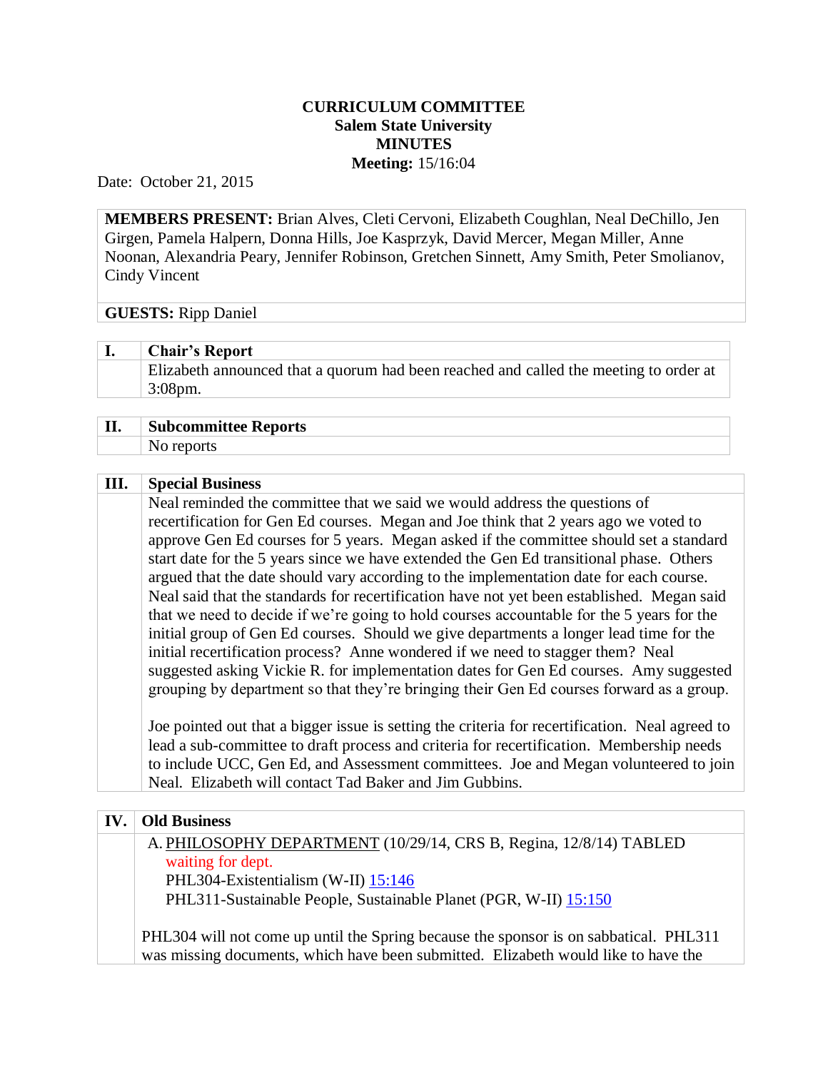**CURRICULUM COMMITTEE**
**Salem State University**
**MINUTES**
**Meeting:** 15/16:04

Date: October 21, 2015

**MEMBERS PRESENT:** Brian Alves, Cleti Cervoni, Elizabeth Coughlan, Neal DeChillo, Jen Girgen, Pamela Halpern, Donna Hills, Joe Kasprzyk, David Mercer, Megan Miller, Anne Noonan, Alexandria Peary, Jennifer Robinson, Gretchen Sinnett, Amy Smith, Peter Smolianov, Cindy Vincent

**GUESTS:** Ripp Daniel

| | |
|---|---|
| **I.** | **Chair's Report** |
| | Elizabeth announced that a quorum had been reached and called the meeting to order at 3:08pm. |

| | |
|---|---|
| **II.** | **Subcommittee Reports** |
| | No reports |

| | |
|---|---|
| **III.** | **Special Business** |
| | Neal reminded the committee that we said we would address the questions of recertification for Gen Ed courses. Megan and Joe think that 2 years ago we voted to approve Gen Ed courses for 5 years. Megan asked if the committee should set a standard start date for the 5 years since we have extended the Gen Ed transitional phase. Others argued that the date should vary according to the implementation date for each course. Neal said that the standards for recertification have not yet been established. Megan said that we need to decide if we're going to hold courses accountable for the 5 years for the initial group of Gen Ed courses. Should we give departments a longer lead time for the initial recertification process? Anne wondered if we need to stagger them? Neal suggested asking Vickie R. for implementation dates for Gen Ed courses. Amy suggested grouping by department so that they're bringing their Gen Ed courses forward as a group.<br><br>Joe pointed out that a bigger issue is setting the criteria for recertification. Neal agreed to lead a sub-committee to draft process and criteria for recertification. Membership needs to include UCC, Gen Ed, and Assessment committees. Joe and Megan volunteered to join Neal. Elizabeth will contact Tad Baker and Jim Gubbins. |

| | |
|---|---|
| **IV.** | **Old Business** |
| | A. PHILOSOPHY DEPARTMENT (10/29/14, CRS B, Regina, 12/8/14) TABLED<br>waiting for dept.<br>PHL304-Existentialism (W-II) 15:146<br>PHL311-Sustainable People, Sustainable Planet (PGR, W-II) 15:150<br><br>PHL304 will not come up until the Spring because the sponsor is on sabbatical. PHL311 was missing documents, which have been submitted. Elizabeth would like to have the |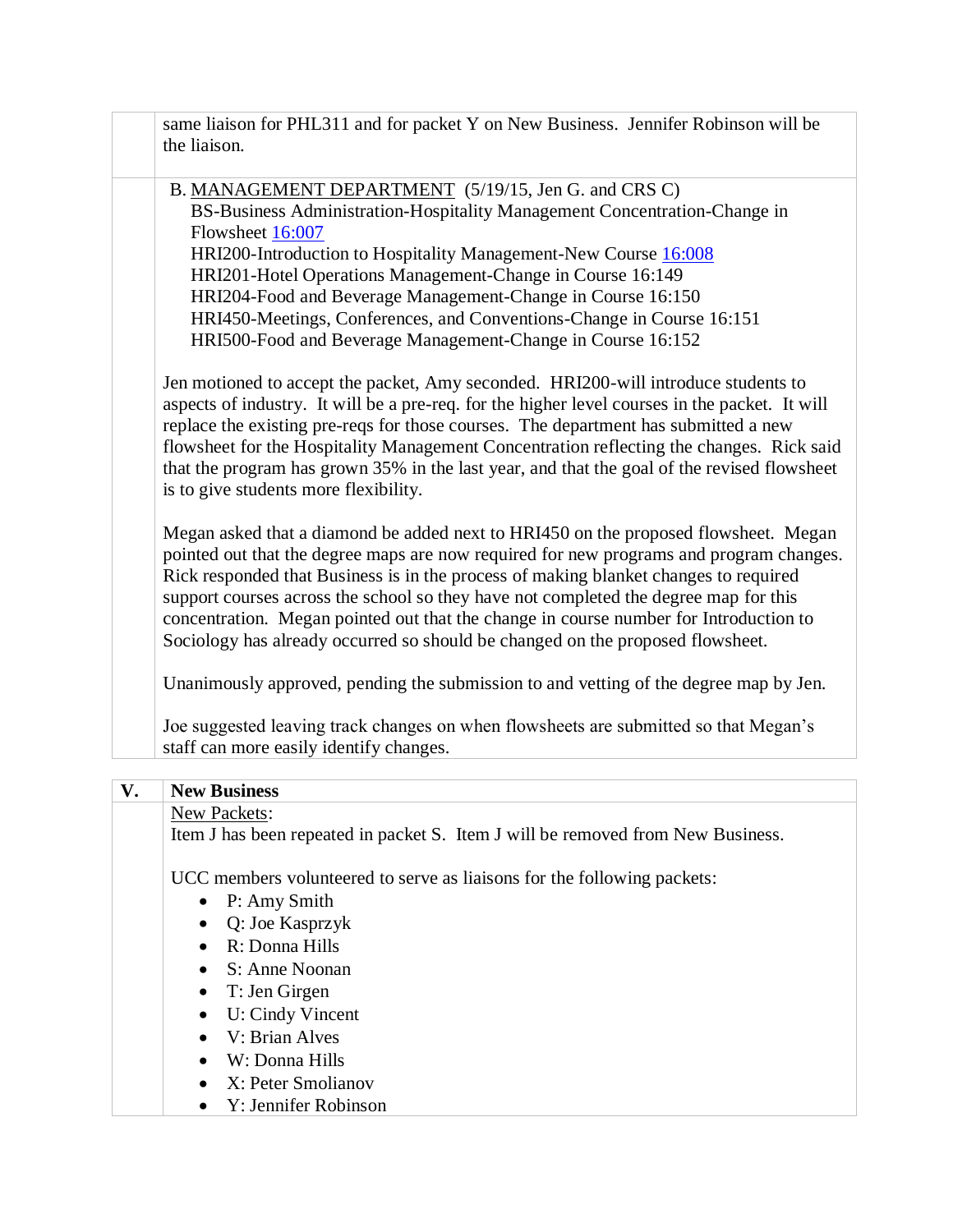same liaison for PHL311 and for packet Y on New Business. Jennifer Robinson will be the liaison.

B. MANAGEMENT DEPARTMENT (5/19/15, Jen G. and CRS C)
BS-Business Administration-Hospitality Management Concentration-Change in Flowsheet 16:007
HRI200-Introduction to Hospitality Management-New Course 16:008
HRI201-Hotel Operations Management-Change in Course 16:149
HRI204-Food and Beverage Management-Change in Course 16:150
HRI450-Meetings, Conferences, and Conventions-Change in Course 16:151
HRI500-Food and Beverage Management-Change in Course 16:152

Jen motioned to accept the packet, Amy seconded. HRI200-will introduce students to aspects of industry. It will be a pre-req. for the higher level courses in the packet. It will replace the existing pre-reqs for those courses. The department has submitted a new flowsheet for the Hospitality Management Concentration reflecting the changes. Rick said that the program has grown 35% in the last year, and that the goal of the revised flowsheet is to give students more flexibility.

Megan asked that a diamond be added next to HRI450 on the proposed flowsheet. Megan pointed out that the degree maps are now required for new programs and program changes. Rick responded that Business is in the process of making blanket changes to required support courses across the school so they have not completed the degree map for this concentration. Megan pointed out that the change in course number for Introduction to Sociology has already occurred so should be changed on the proposed flowsheet.

Unanimously approved, pending the submission to and vetting of the degree map by Jen.

Joe suggested leaving track changes on when flowsheets are submitted so that Megan's staff can more easily identify changes.

## V. New Business

New Packets:
Item J has been repeated in packet S. Item J will be removed from New Business.

UCC members volunteered to serve as liaisons for the following packets:

- P: Amy Smith
- Q: Joe Kasprzyk
- R: Donna Hills
- S: Anne Noonan
- T: Jen Girgen
- U: Cindy Vincent
- V: Brian Alves
- W: Donna Hills
- X: Peter Smolianov
- Y: Jennifer Robinson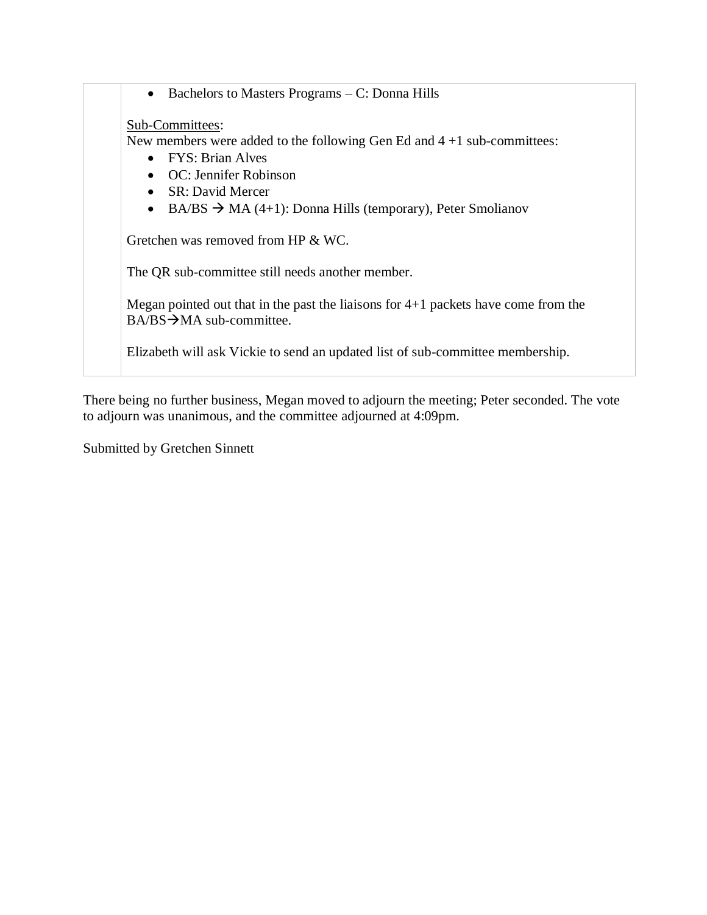| | |
|---|---|
| | • Bachelors to Masters Programs – C: Donna Hills<br><br><u>Sub-Committees</u>:<br>New members were added to the following Gen Ed and 4 +1 sub-committees:<br>• FYS: Brian Alves<br>• OC: Jennifer Robinson<br>• SR: David Mercer<br>• BA/BS → MA (4+1): Donna Hills (temporary), Peter Smolianov<br><br>Gretchen was removed from HP & WC.<br><br>The QR sub-committee still needs another member.<br><br>Megan pointed out that in the past the liaisons for 4+1 packets have come from the BA/BS→MA sub-committee.<br><br>Elizabeth will ask Vickie to send an updated list of sub-committee membership. |

There being no further business, Megan moved to adjourn the meeting; Peter seconded. The vote to adjourn was unanimous, and the committee adjourned at 4:09pm.

Submitted by Gretchen Sinnett